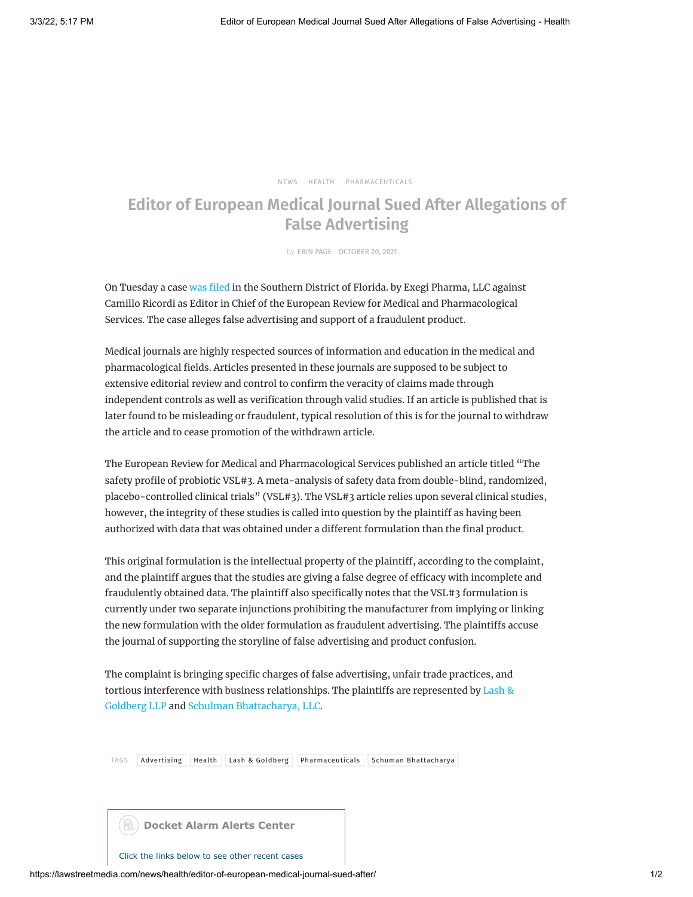NEWS HEALTH PHARMACEUTICALS

# Editor of European Medical Journal Sued After Allegations of False Advertising

by ERIN PAGE OCTOBER 20, 2021

On Tuesday a case was filed in the Southern District of Florida. by Exegi Pharma, LLC against Camillo Ricordi as Editor in Chief of the European Review for Medical and Pharmacological Services. The case alleges false advertising and support of a fraudulent product.

Medical journals are highly respected sources of information and education in the medical and pharmacological fields. Articles presented in these journals are supposed to be subject to extensive editorial review and control to confirm the veracity of claims made through independent controls as well as verification through valid studies. If an article is published that is later found to be misleading or fraudulent, typical resolution of this is for the journal to withdraw the article and to cease promotion of the withdrawn article.

The European Review for Medical and Pharmacological Services published an article titled "The safety profile of probiotic VSL#3. A meta-analysis of safety data from double-blind, randomized, placebo-controlled clinical trials" (VSL#3). The VSL#3 article relies upon several clinical studies, however, the integrity of these studies is called into question by the plaintiff as having been authorized with data that was obtained under a different formulation than the final product.

This original formulation is the intellectual property of the plaintiff, according to the complaint, and the plaintiff argues that the studies are giving a false degree of efficacy with incomplete and fraudulently obtained data. The plaintiff also specifically notes that the VSL#3 formulation is currently under two separate injunctions prohibiting the manufacturer from implying or linking the new formulation with the older formulation as fraudulent advertising. The plaintiffs accuse the journal of supporting the storyline of false advertising and product confusion.

The complaint is bringing specific charges of false advertising, unfair trade practices, and tortious interference with business relationships. The plaintiffs are represented by Lash & Goldberg LLP and Schulman Bhattacharya, LLC.

TAGS Advertising Health Lash & Goldberg Pharmaceuticals Schuman Bhattacharya

**Docket Alarm Alerts Center**

Click the links below to see other recent cases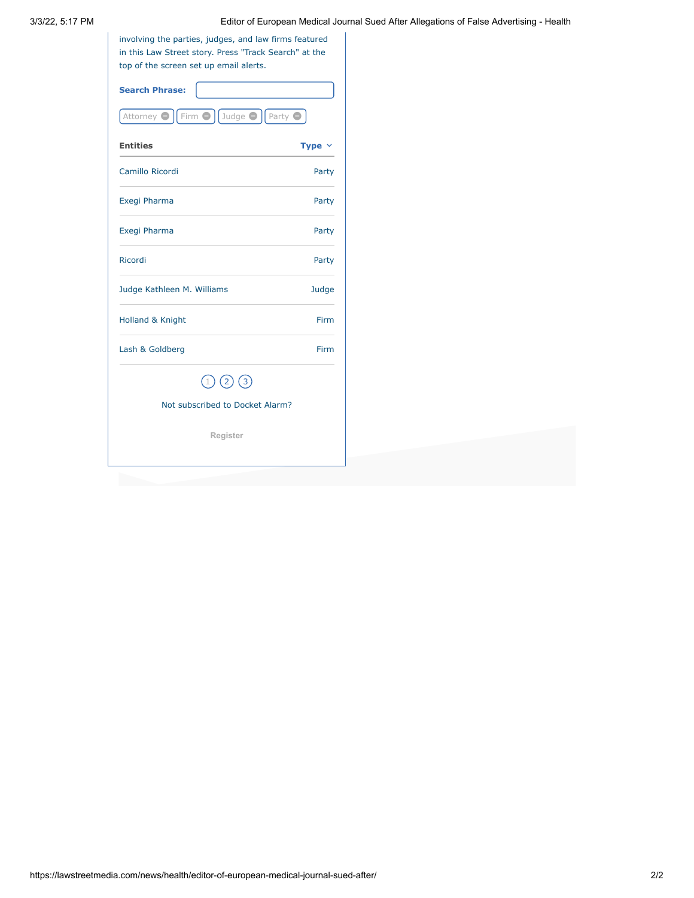involving the parties, judges, and law firms featured in this Law Street story. Press "Track Search" at the top of the screen set up email alerts.

**Search Phrase:**

Attorney Firm Judge Party

| Entities | Type |
| --- | --- |
| Camillo Ricordi | Party |
| Exegi Pharma | Party |
| Exegi Pharma | Party |
| Ricordi | Party |
| Judge Kathleen M. Williams | Judge |
| Holland & Knight | Firm |
| Lash & Goldberg | Firm |

1 2 3

Not subscribed to Docket Alarm?

Register